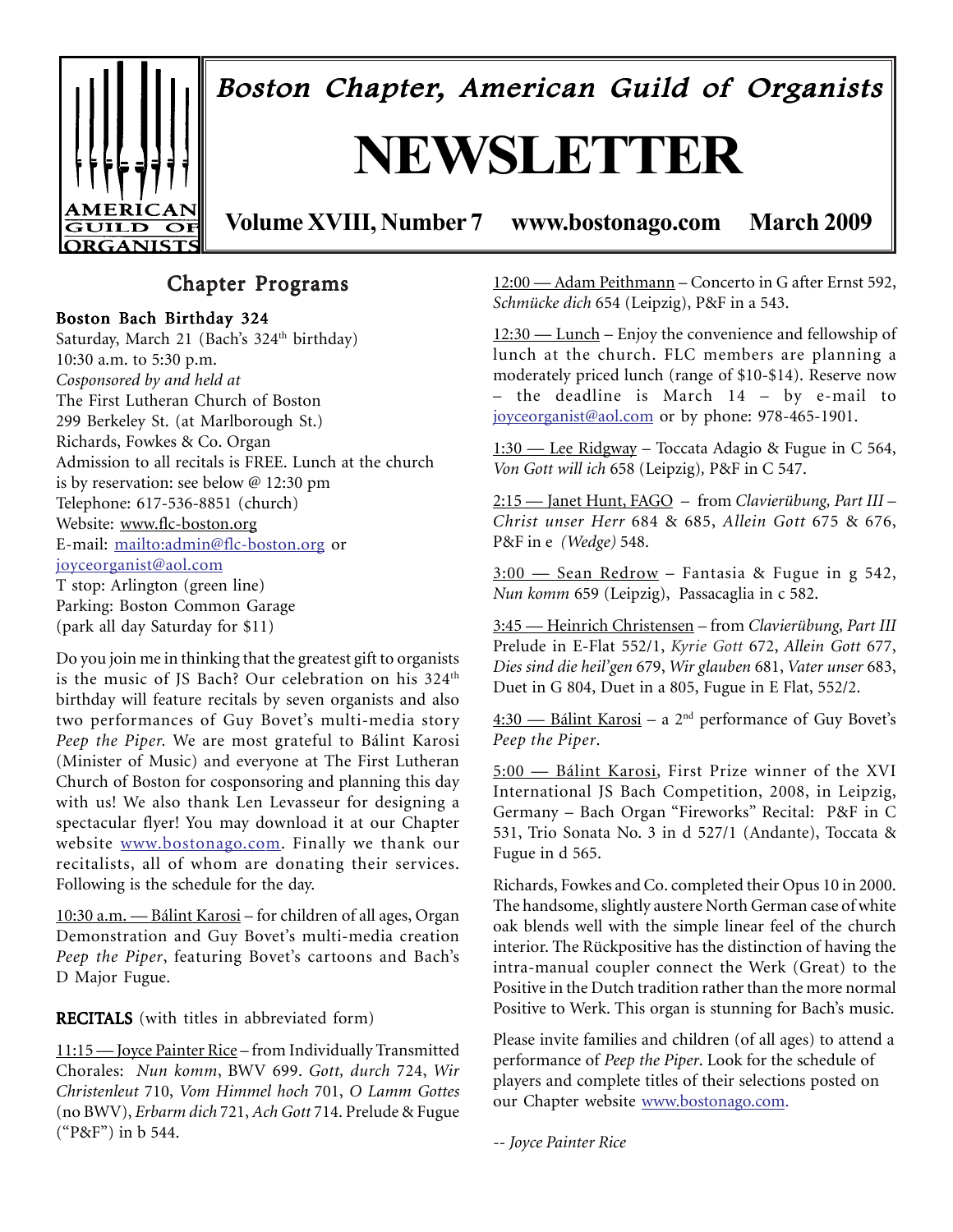# Boston Chapter, American Guild of Organists

# NEWSLETTER

**Volume XVIII, Number 7 www.bostonago.com March 2009**

## Chapter Programs

### Boston Bach Birthday 324

Saturday, March 21 (Bach's 324th birthday)
10:30 a.m. to 5:30 p.m.
*Cosponsored by and held at*
The First Lutheran Church of Boston
299 Berkeley St. (at Marlborough St.)
Richards, Fowkes & Co. Organ
Admission to all recitals is FREE. Lunch at the church is by reservation: see below @ 12:30 pm
Telephone: 617-536-8851 (church)
Website: www.flc-boston.org
E-mail: mailto:admin@flc-boston.org or joyceorganist@aol.com
T stop: Arlington (green line)
Parking: Boston Common Garage
(park all day Saturday for $11)

Do you join me in thinking that the greatest gift to organists is the music of JS Bach? Our celebration on his 324th birthday will feature recitals by seven organists and also two performances of Guy Bovet's multi-media story *Peep the Piper*. We are most grateful to Bálint Karosi (Minister of Music) and everyone at The First Lutheran Church of Boston for cosponsoring and planning this day with us! We also thank Len Levasseur for designing a spectacular flyer! You may download it at our Chapter website www.bostonago.com. Finally we thank our recitalists, all of whom are donating their services. Following is the schedule for the day.

10:30 a.m. — Bálint Karosi – for children of all ages, Organ Demonstration and Guy Bovet's multi-media creation *Peep the Piper*, featuring Bovet's cartoons and Bach's D Major Fugue.

**RECITALS** (with titles in abbreviated form)

11:15 — Joyce Painter Rice – from Individually Transmitted Chorales: *Nun komm*, BWV 699. *Gott, durch* 724, *Wir Christenleut* 710, *Vom Himmel hoch* 701, *O Lamm Gottes* (no BWV), *Erbarm dich* 721, *Ach Gott* 714. Prelude & Fugue ("P&F") in b 544.

12:00 — Adam Peithmann – Concerto in G after Ernst 592, *Schmücke dich* 654 (Leipzig), P&F in a 543.

12:30 — Lunch – Enjoy the convenience and fellowship of lunch at the church. FLC members are planning a moderately priced lunch (range of $10-$14). Reserve now – the deadline is March 14 – by e-mail to joyceorganist@aol.com or by phone: 978-465-1901.

1:30 — Lee Ridgway – Toccata Adagio & Fugue in C 564, *Von Gott will ich* 658 (Leipzig), P&F in C 547.

2:15 — Janet Hunt, FAGO – from *Clavierübung, Part III* – *Christ unser Herr* 684 & 685, *Allein Gott* 675 & 676, P&F in e *(Wedge)* 548.

3:00 — Sean Redrow – Fantasia & Fugue in g 542, *Nun komm* 659 (Leipzig), Passacaglia in c 582.

3:45 — Heinrich Christensen – from *Clavierübung, Part III* Prelude in E-Flat 552/1, *Kyrie Gott* 672, *Allein Gott* 677, *Dies sind die heil'gen* 679, *Wir glauben* 681, *Vater unser* 683, Duet in G 804, Duet in a 805, Fugue in E Flat, 552/2.

4:30 — Bálint Karosi – a 2nd performance of Guy Bovet's *Peep the Piper*.

5:00 — Bálint Karosi, First Prize winner of the XVI International JS Bach Competition, 2008, in Leipzig, Germany – Bach Organ "Fireworks" Recital: P&F in C 531, Trio Sonata No. 3 in d 527/1 (Andante), Toccata & Fugue in d 565.

Richards, Fowkes and Co. completed their Opus 10 in 2000. The handsome, slightly austere North German case of white oak blends well with the simple linear feel of the church interior. The Rückpositive has the distinction of having the intra-manual coupler connect the Werk (Great) to the Positive in the Dutch tradition rather than the more normal Positive to Werk. This organ is stunning for Bach's music.

Please invite families and children (of all ages) to attend a performance of *Peep the Piper*. Look for the schedule of players and complete titles of their selections posted on our Chapter website www.bostonago.com.

*-- Joyce Painter Rice*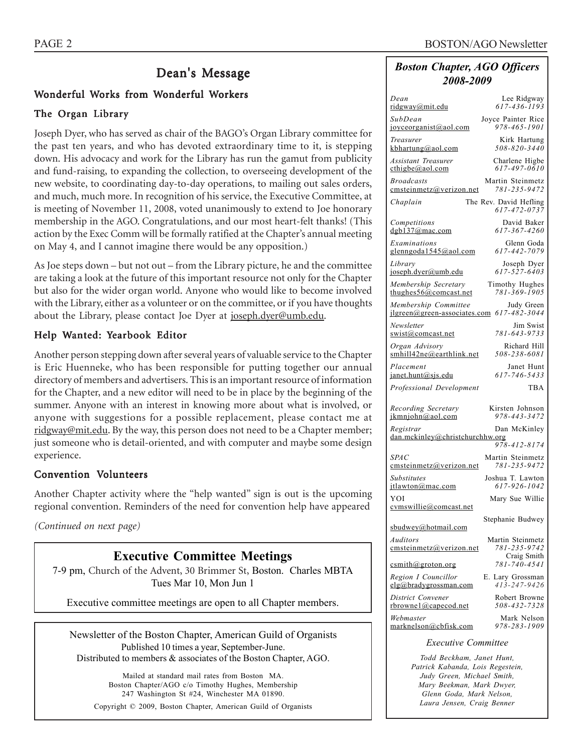# Dean's Message

## Wonderful Works from Wonderful Workers

### The Organ Library

Joseph Dyer, who has served as chair of the BAGO's Organ Library committee for the past ten years, and who has devoted extraordinary time to it, is stepping down. His advocacy and work for the Library has run the gamut from publicity and fund-raising, to expanding the collection, to overseeing development of the new website, to coordinating day-to-day operations, to mailing out sales orders, and much, much more. In recognition of his service, the Executive Committee, at is meeting of November 11, 2008, voted unanimously to extend to Joe honorary membership in the AGO. Congratulations, and our most heart-felt thanks! (This action by the Exec Comm will be formally ratified at the Chapter's annual meeting on May 4, and I cannot imagine there would be any opposition.)

As Joe steps down – but not out – from the Library picture, he and the committee are taking a look at the future of this important resource not only for the Chapter but also for the wider organ world. Anyone who would like to become involved with the Library, either as a volunteer or on the committee, or if you have thoughts about the Library, please contact Joe Dyer at joseph.dyer@umb.edu.

### Help Wanted: Yearbook Editor

Another person stepping down after several years of valuable service to the Chapter is Eric Huenneke, who has been responsible for putting together our annual directory of members and advertisers. This is an important resource of information for the Chapter, and a new editor will need to be in place by the beginning of the summer. Anyone with an interest in knowing more about what is involved, or anyone with suggestions for a possible replacement, please contact me at ridgway@mit.edu. By the way, this person does not need to be a Chapter member; just someone who is detail-oriented, and with computer and maybe some design experience.

### Convention Volunteers

Another Chapter activity where the "help wanted" sign is out is the upcoming regional convention. Reminders of the need for convention help have appeared

*(Continued on next page)*

## Executive Committee Meetings

7-9 pm, Church of the Advent, 30 Brimmer St, Boston. Charles MBTA
Tues Mar 10, Mon Jun 1

Executive committee meetings are open to all Chapter members.

---

Newsletter of the Boston Chapter, American Guild of Organists
Published 10 times a year, September-June.
Distributed to members & associates of the Boston Chapter, AGO.

Mailed at standard mail rates from Boston MA.
Boston Chapter/AGO c/o Timothy Hughes, Membership
247 Washington St #24, Winchester MA 01890.

Copyright © 2009, Boston Chapter, American Guild of Organists

---

## *Boston Chapter, AGO Officers 2008-2009*

| Position | Name / Contact | Phone |
|---|---|---|
| *Dean* ridgway@mit.edu | Lee Ridgway | *617-436-1193* |
| *SubDean* joyceorganist@aol.com | Joyce Painter Rice | *978-465-1901* |
| *Treasurer* kbhartung@aol.com | Kirk Hartung | *508-820-3440* |
| *Assistant Treasurer* cthigbe@aol.com | Charlene Higbe | *617-497-0610* |
| *Broadcasts* cmsteinmetz@verizon.net | Martin Steinmetz | *781-235-9472* |
| *Chaplain* | The Rev. David Hefling | *617-472-0737* |
| *Competitions* dgb137@mac.com | David Baker | *617-367-4260* |
| *Examinations* glenngoda1545@aol.com | Glenn Goda | *617-442-7079* |
| *Library* joseph.dyer@umb.edu | Joseph Dyer | *617-527-6403* |
| *Membership Secretary* thughes56@comcast.net | Timothy Hughes | *781-369-1905* |
| *Membership Committee* jlgreen@green-associates.com | Judy Green | *617-482-3044* |
| *Newsletter* swist@comcast.net | Jim Swist | *781-643-9733* |
| *Organ Advisory* smhill42ne@earthlink.net | Richard Hill | *508-238-6081* |
| *Placement* janet.hunt@sjs.edu | Janet Hunt | *617-746-5433* |
| *Professional Development* | TBA | |
| *Recording Secretary* jkmnjohn@aol.com | Kirsten Johnson | *978-443-3472* |
| *Registrar* dan.mckinley@christchurchhw.org | Dan McKinley | *978-412-8174* |
| *SPAC* cmsteinmetz@verizon.net | Martin Steinmetz | *781-235-9472* |
| *Substitutes* jtlawton@mac.com | Joshua T. Lawton | *617-926-1042* |
| YOI cvmswillie@comcast.net | Mary Sue Willie | |
| sbudwey@hotmail.com | Stephanie Budwey | |
| *Auditors* cmsteinmetz@verizon.net | Martin Steinmetz | *781-235-9742* |
| csmith@groton.org | Craig Smith | *781-740-4541* |
| *Region I Councillor* elg@bradygrossman.com | E. Lary Grossman | *413-247-9426* |
| *District Convener* rbrowne1@capecod.net | Robert Browne | *508-432-7328* |
| *Webmaster* marknelson@cbfisk.com | Mark Nelson | *978-283-1909* |

### *Executive Committee*

*Todd Beckham, Janet Hunt, Patrick Kabanda, Lois Regestein, Judy Green, Michael Smith, Mary Beekman, Mark Dwyer, Glenn Goda, Mark Nelson, Laura Jensen, Craig Benner*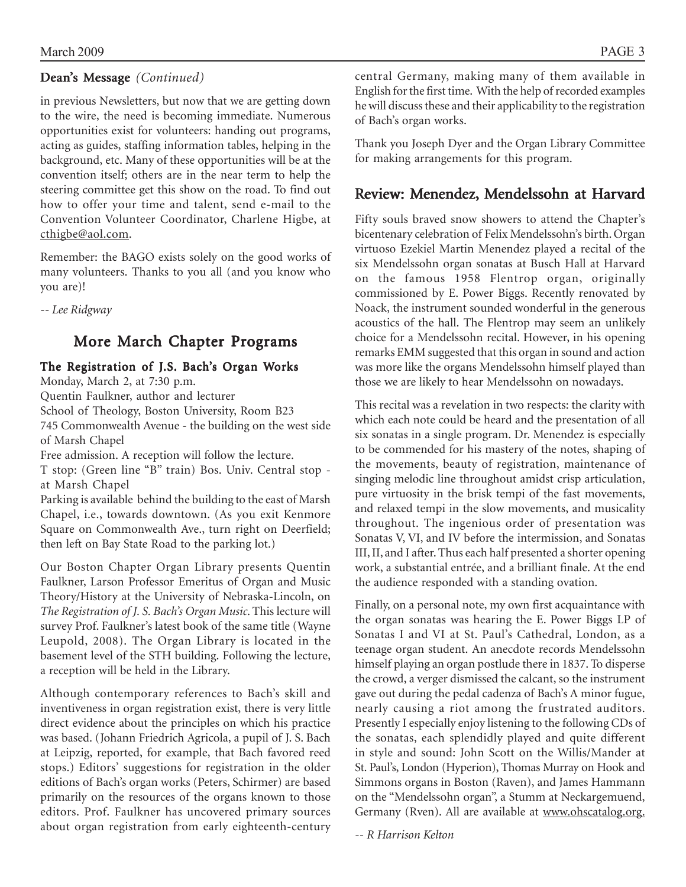### Dean's Message *(Continued)*

in previous Newsletters, but now that we are getting down to the wire, the need is becoming immediate. Numerous opportunities exist for volunteers: handing out programs, acting as guides, staffing information tables, helping in the background, etc. Many of these opportunities will be at the convention itself; others are in the near term to help the steering committee get this show on the road. To find out how to offer your time and talent, send e-mail to the Convention Volunteer Coordinator, Charlene Higbe, at cthigbe@aol.com.

Remember: the BAGO exists solely on the good works of many volunteers. Thanks to you all (and you know who you are)!

*-- Lee Ridgway*

## More March Chapter Programs

### The Registration of J.S. Bach's Organ Works

Monday, March 2, at 7:30 p.m.
Quentin Faulkner, author and lecturer
School of Theology, Boston University, Room B23
745 Commonwealth Avenue - the building on the west side of Marsh Chapel
Free admission. A reception will follow the lecture.
T stop: (Green line "B" train) Bos. Univ. Central stop - at Marsh Chapel
Parking is available behind the building to the east of Marsh Chapel, i.e., towards downtown. (As you exit Kenmore Square on Commonwealth Ave., turn right on Deerfield; then left on Bay State Road to the parking lot.)

Our Boston Chapter Organ Library presents Quentin Faulkner, Larson Professor Emeritus of Organ and Music Theory/History at the University of Nebraska-Lincoln, on *The Registration of J. S. Bach's Organ Music*. This lecture will survey Prof. Faulkner's latest book of the same title (Wayne Leupold, 2008). The Organ Library is located in the basement level of the STH building. Following the lecture, a reception will be held in the Library.

Although contemporary references to Bach's skill and inventiveness in organ registration exist, there is very little direct evidence about the principles on which his practice was based. (Johann Friedrich Agricola, a pupil of J. S. Bach at Leipzig, reported, for example, that Bach favored reed stops.) Editors' suggestions for registration in the older editions of Bach's organ works (Peters, Schirmer) are based primarily on the resources of the organs known to those editors. Prof. Faulkner has uncovered primary sources about organ registration from early eighteenth-century central Germany, making many of them available in English for the first time. With the help of recorded examples he will discuss these and their applicability to the registration of Bach's organ works.

Thank you Joseph Dyer and the Organ Library Committee for making arrangements for this program.

## Review: Menendez, Mendelssohn at Harvard

Fifty souls braved snow showers to attend the Chapter's bicentenary celebration of Felix Mendelssohn's birth. Organ virtuoso Ezekiel Martin Menendez played a recital of the six Mendelssohn organ sonatas at Busch Hall at Harvard on the famous 1958 Flentrop organ, originally commissioned by E. Power Biggs. Recently renovated by Noack, the instrument sounded wonderful in the generous acoustics of the hall. The Flentrop may seem an unlikely choice for a Mendelssohn recital. However, in his opening remarks EMM suggested that this organ in sound and action was more like the organs Mendelssohn himself played than those we are likely to hear Mendelssohn on nowadays.

This recital was a revelation in two respects: the clarity with which each note could be heard and the presentation of all six sonatas in a single program. Dr. Menendez is especially to be commended for his mastery of the notes, shaping of the movements, beauty of registration, maintenance of singing melodic line throughout amidst crisp articulation, pure virtuosity in the brisk tempi of the fast movements, and relaxed tempi in the slow movements, and musicality throughout. The ingenious order of presentation was Sonatas V, VI, and IV before the intermission, and Sonatas III, II, and I after. Thus each half presented a shorter opening work, a substantial entrée, and a brilliant finale. At the end the audience responded with a standing ovation.

Finally, on a personal note, my own first acquaintance with the organ sonatas was hearing the E. Power Biggs LP of Sonatas I and VI at St. Paul's Cathedral, London, as a teenage organ student. An anecdote records Mendelssohn himself playing an organ postlude there in 1837. To disperse the crowd, a verger dismissed the calcant, so the instrument gave out during the pedal cadenza of Bach's A minor fugue, nearly causing a riot among the frustrated auditors. Presently I especially enjoy listening to the following CDs of the sonatas, each splendidly played and quite different in style and sound: John Scott on the Willis/Mander at St. Paul's, London (Hyperion), Thomas Murray on Hook and Simmons organs in Boston (Raven), and James Hammann on the "Mendelssohn organ", a Stumm at Neckargemuend, Germany (Rven). All are available at www.ohscatalog.org.

*-- R Harrison Kelton*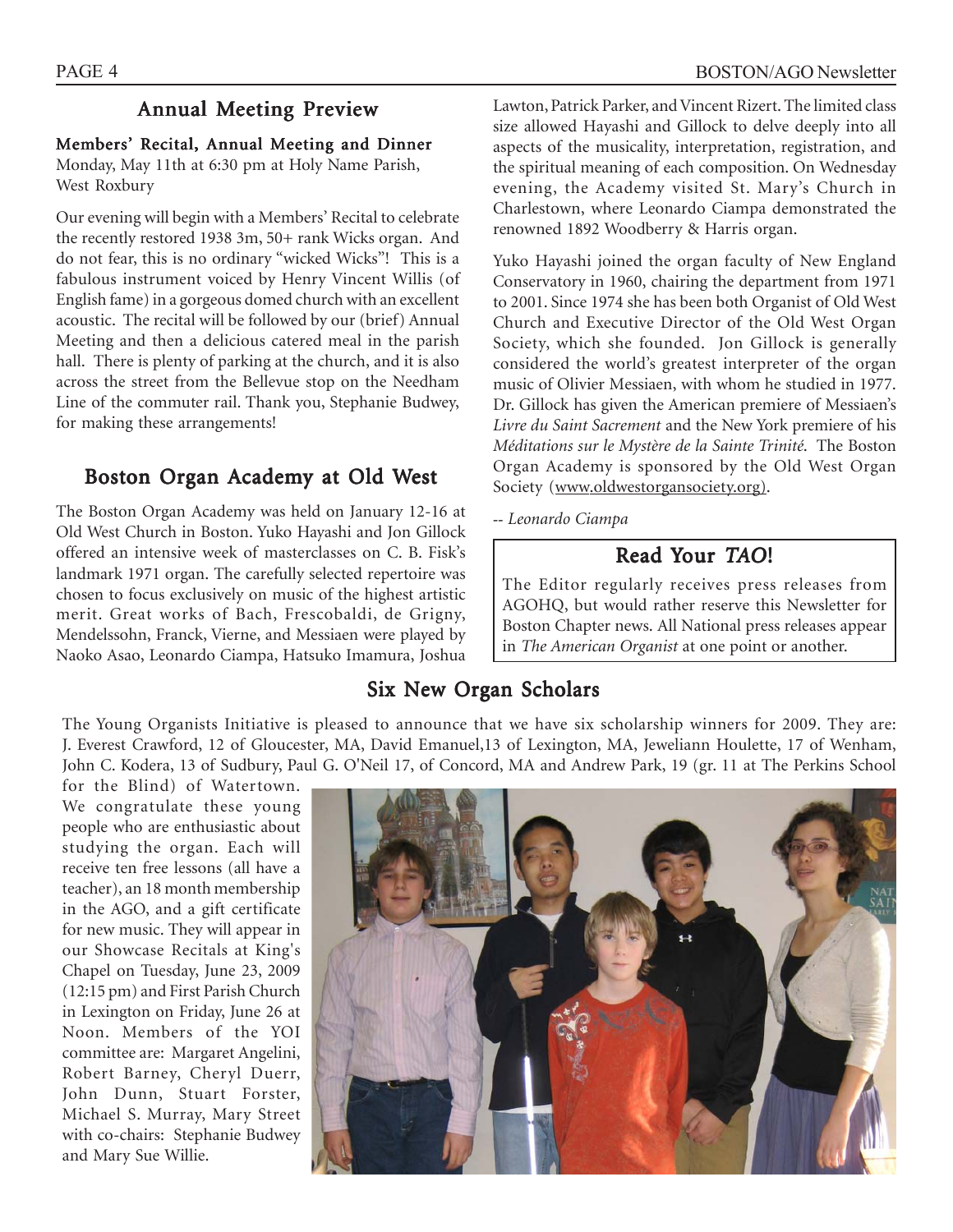## Annual Meeting Preview

**Members' Recital, Annual Meeting and Dinner**
Monday, May 11th at 6:30 pm at Holy Name Parish, West Roxbury

Our evening will begin with a Members' Recital to celebrate the recently restored 1938 3m, 50+ rank Wicks organ. And do not fear, this is no ordinary "wicked Wicks"! This is a fabulous instrument voiced by Henry Vincent Willis (of English fame) in a gorgeous domed church with an excellent acoustic. The recital will be followed by our (brief) Annual Meeting and then a delicious catered meal in the parish hall. There is plenty of parking at the church, and it is also across the street from the Bellevue stop on the Needham Line of the commuter rail. Thank you, Stephanie Budwey, for making these arrangements!

## Boston Organ Academy at Old West

The Boston Organ Academy was held on January 12-16 at Old West Church in Boston. Yuko Hayashi and Jon Gillock offered an intensive week of masterclasses on C. B. Fisk's landmark 1971 organ. The carefully selected repertoire was chosen to focus exclusively on music of the highest artistic merit. Great works of Bach, Frescobaldi, de Grigny, Mendelssohn, Franck, Vierne, and Messiaen were played by Naoko Asao, Leonardo Ciampa, Hatsuko Imamura, Joshua Lawton, Patrick Parker, and Vincent Rizert. The limited class size allowed Hayashi and Gillock to delve deeply into all aspects of the musicality, interpretation, registration, and the spiritual meaning of each composition. On Wednesday evening, the Academy visited St. Mary's Church in Charlestown, where Leonardo Ciampa demonstrated the renowned 1892 Woodberry & Harris organ.

Yuko Hayashi joined the organ faculty of New England Conservatory in 1960, chairing the department from 1971 to 2001. Since 1974 she has been both Organist of Old West Church and Executive Director of the Old West Organ Society, which she founded. Jon Gillock is generally considered the world's greatest interpreter of the organ music of Olivier Messiaen, with whom he studied in 1977. Dr. Gillock has given the American premiere of Messiaen's *Livre du Saint Sacrement* and the New York premiere of his *Méditations sur le Mystère de la Sainte Trinité*. The Boston Organ Academy is sponsored by the Old West Organ Society (www.oldwestorgansociety.org).

*-- Leonardo Ciampa*

## Read Your *TAO*!

The Editor regularly receives press releases from AGOHQ, but would rather reserve this Newsletter for Boston Chapter news. All National press releases appear in *The American Organist* at one point or another.

## Six New Organ Scholars

The Young Organists Initiative is pleased to announce that we have six scholarship winners for 2009. They are: J. Everest Crawford, 12 of Gloucester, MA, David Emanuel,13 of Lexington, MA, Jeweliann Houlette, 17 of Wenham, John C. Kodera, 13 of Sudbury, Paul G. O'Neil 17, of Concord, MA and Andrew Park, 19 (gr. 11 at The Perkins School for the Blind) of Watertown. We congratulate these young people who are enthusiastic about studying the organ. Each will receive ten free lessons (all have a teacher), an 18 month membership in the AGO, and a gift certificate for new music. They will appear in our Showcase Recitals at King's Chapel on Tuesday, June 23, 2009 (12:15 pm) and First Parish Church in Lexington on Friday, June 26 at Noon. Members of the YOI committee are: Margaret Angelini, Robert Barney, Cheryl Duerr, John Dunn, Stuart Forster, Michael S. Murray, Mary Street with co-chairs: Stephanie Budwey and Mary Sue Willie.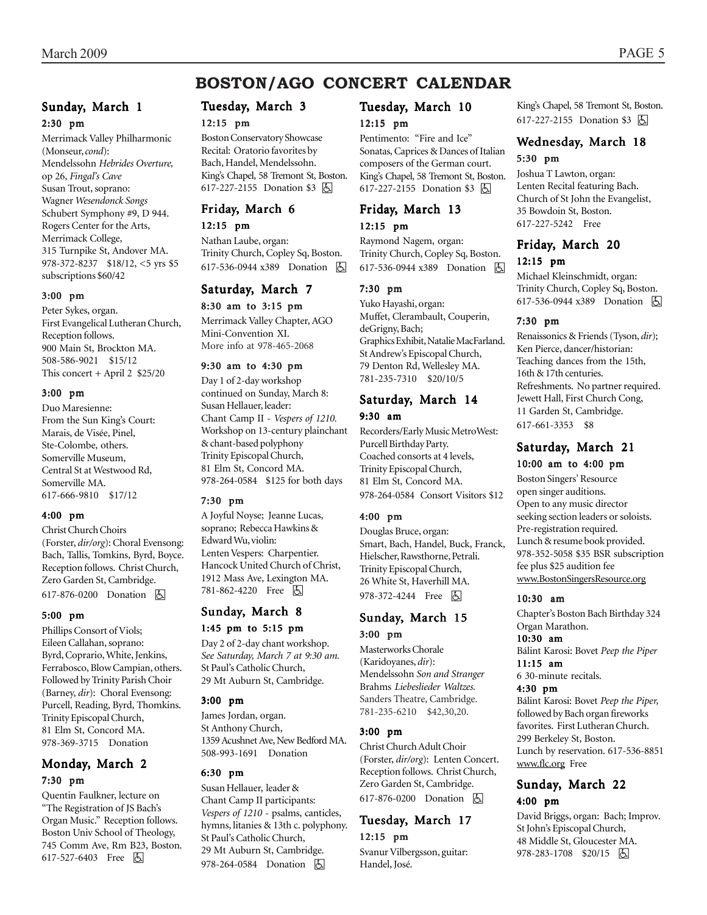# BOSTON/AGO CONCERT CALENDAR

## Sunday, March 1

**2:30 pm**

Merrimack Valley Philharmonic (Monseur, *cond*): Mendelssohn *Hebrides Overture,* op 26, *Fingal's Cave*
Susan Trout, soprano:
Wagner *Wesendonck Songs*
Schubert Symphony #9, D 944.
Rogers Center for the Arts, Merrimack College, 315 Turnpike St, Andover MA.
978-372-8237 $18/12, <5 yrs $5 subscriptions $60/42

**3:00 pm**

Peter Sykes, organ.
First Evangelical Lutheran Church, Reception follows.
900 Main St, Brockton MA.
508-586-9021 $15/12
This concert + April 2 $25/20

**3:00 pm**

Duo Maresienne:
From the Sun King's Court: Marais, de Visée, Pinel, Ste-Colombe, others.
Somerville Museum, Central St at Westwood Rd, Somerville MA.
617-666-9810 $17/12

**4:00 pm**

Christ Church Choirs (Forster, *dir/org*): Choral Evensong: Bach, Tallis, Tomkins, Byrd, Boyce. Reception follows. Christ Church, Zero Garden St, Cambridge.
617-876-0200 Donation ♿

**5:00 pm**

Phillips Consort of Viols; Eileen Callahan, soprano: Byrd, Coprario, White, Jenkins, Ferrabosco, Blow Campian, others. Followed by Trinity Parish Choir (Barney, *dir*): Choral Evensong: Purcell, Reading, Byrd, Thomkins. Trinity Episcopal Church, 81 Elm St, Concord MA.
978-369-3715 Donation

## Monday, March 2

**7:30 pm**

Quentin Faulkner, lecture on "The Registration of JS Bach's Organ Music." Reception follows. Boston Univ School of Theology, 745 Comm Ave, Rm B23, Boston.
617-527-6403 Free ♿

## Tuesday, March 3

**12:15 pm**

Boston Conservatory Showcase Recital: Oratorio favorites by Bach, Handel, Mendelssohn. King's Chapel, 58 Tremont St, Boston.
617-227-2155 Donation $3 ♿

## Friday, March 6

**12:15 pm**

Nathan Laube, organ:
Trinity Church, Copley Sq, Boston.
617-536-0944 x389 Donation ♿

## Saturday, March 7

**8:30 am to 3:15 pm**

Merrimack Valley Chapter, AGO Mini-Convention XI.
More info at 978-465-2068

**9:30 am to 4:30 pm**

Day 1 of 2-day workshop continued on Sunday, March 8: Susan Hellauer, leader:
Chant Camp II - *Vespers of 1210.*
Workshop on 13-century plainchant & chant-based polyphony
Trinity Episcopal Church, 81 Elm St, Concord MA.
978-264-0584 $125 for both days

**7:30 pm**

A Joyful Noyse; Jeanne Lucas, soprano; Rebecca Hawkins & Edward Wu, violin:
Lenten Vespers: Charpentier.
Hancock United Church of Christ, 1912 Mass Ave, Lexington MA.
781-862-4220 Free ♿

## Sunday, March 8

**1:45 pm to 5:15 pm**

Day 2 of 2-day chant workshop.
*See Saturday, March 7 at 9:30 am.*
St Paul's Catholic Church, 29 Mt Auburn St, Cambridge.

**3:00 pm**

James Jordan, organ.
St Anthony Church, 1359 Acushnet Ave, New Bedford MA.
508-993-1691 Donation

**6:30 pm**

Susan Hellauer, leader & Chant Camp II participants:
*Vespers of 1210* - psalms, canticles, hymns, litanies & 13th c. polyphony.
St Paul's Catholic Church, 29 Mt Auburn St, Cambridge.
978-264-0584 Donation ♿

## Tuesday, March 10

**12:15 pm**

Pentimento: "Fire and Ice" Sonatas, Caprices & Dances of Italian composers of the German court. King's Chapel, 58 Tremont St, Boston.
617-227-2155 Donation $3 ♿

## Friday, March 13

**12:15 pm**

Raymond Nagem, organ:
Trinity Church, Copley Sq, Boston.
617-536-0944 x389 Donation ♿

**7:30 pm**

Yuko Hayashi, organ:
Muffet, Clerambault, Couperin, deGrigny, Bach;
Graphics Exhibit, Natalie MacFarland.
St Andrew's Episcopal Church, 79 Denton Rd, Wellesley MA.
781-235-7310 $20/10/5

## Saturday, March 14

**9:30 am**

Recorders/Early Music MetroWest: Purcell Birthday Party.
Coached consorts at 4 levels, Trinity Episcopal Church, 81 Elm St, Concord MA.
978-264-0584 Consort Visitors $12

**4:00 pm**

Douglas Bruce, organ:
Smart, Bach, Handel, Buck, Franck, Hielscher, Rawsthorne, Petrali.
Trinity Episcopal Church, 26 White St, Haverhill MA.
978-372-4244 Free ♿

## Sunday, March 15

**3:00 pm**

Masterworks Chorale (Karidoyanes, *dir*):
Mendelssohn *Son and Stranger*
Brahms *Liebeslieder Waltzes.*
Sanders Theatre, Cambridge.
781-235-6210 $42,30,20.

**3:00 pm**

Christ Church Adult Choir (Forster, *dir/org*): Lenten Concert. Reception follows. Christ Church, Zero Garden St, Cambridge.
617-876-0200 Donation ♿

## Tuesday, March 17

**12:15 pm**

Svanur Vilbergsson, guitar: Handel, José.
King's Chapel, 58 Tremont St, Boston.
617-227-2155 Donation $3 ♿

## Wednesday, March 18

**5:30 pm**

Joshua T Lawton, organ:
Lenten Recital featuring Bach.
Church of St John the Evangelist, 35 Bowdoin St, Boston.
617-227-5242 Free

## Friday, March 20

**12:15 pm**

Michael Kleinschmidt, organ:
Trinity Church, Copley Sq, Boston.
617-536-0944 x389 Donation ♿

**7:30 pm**

Renaissonics & Friends (Tyson, *dir*); Ken Pierce, dancer/historian:
Teaching dances from the 15th, 16th & 17th centuries.
Refreshments. No partner required.
Jewett Hall, First Church Cong, 11 Garden St, Cambridge.
617-661-3353 $8

## Saturday, March 21

**10:00 am to 4:00 pm**

Boston Singers' Resource open singer auditions.
Open to any music director seeking section leaders or soloists.
Pre-registration required.
Lunch & resume book provided.
978-352-5058 $35 BSR subscription fee plus $25 audition fee
www.BostonSingersResource.org

**10:30 am**

Chapter's Boston Bach Birthday 324 Organ Marathon.

**10:30 am**

Bálint Karosi: Bovet *Peep the Piper*

**11:15 am**

6 30-minute recitals.

**4:30 pm**

Bálint Karosi: Bovet *Peep the Piper,* followed by Bach organ fireworks favorites. First Lutheran Church. 299 Berkeley St, Boston.
Lunch by reservation. 617-536-8851
www.flc.org Free

## Sunday, March 22

**4:00 pm**

David Briggs, organ: Bach; Improv.
St John's Episcopal Church, 48 Middle St, Gloucester MA.
978-283-1708 $20/15 ♿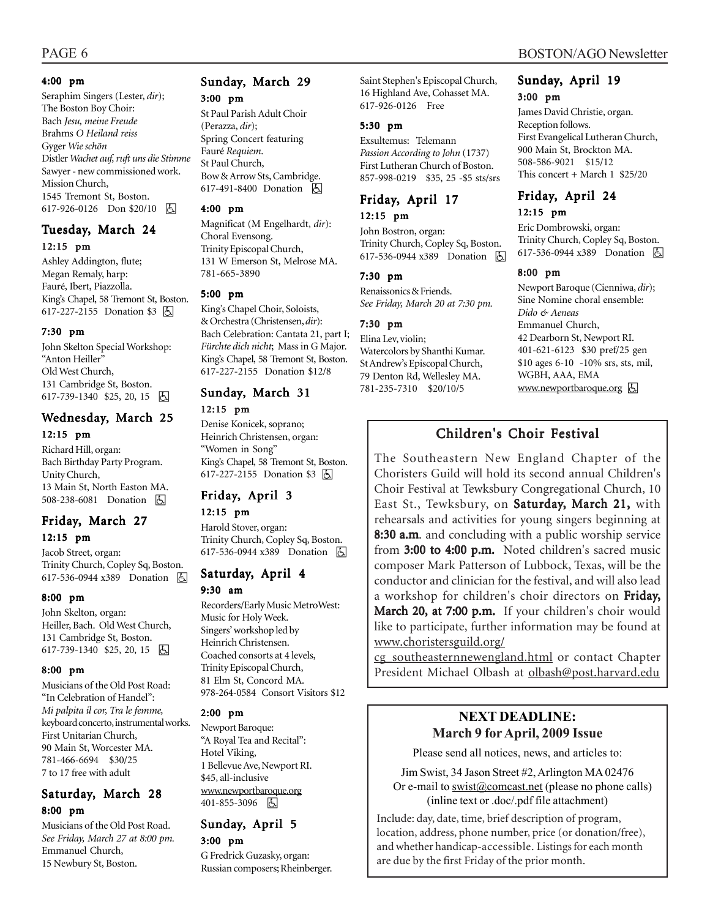**4:00 pm**

Seraphim Singers (Lester, *dir*); The Boston Boy Choir: Bach *Jesu, meine Freude* Brahms *O Heiland reiss* Gyger *Wie schön* Distler *Wachet auf, ruft uns die Stimme* Sawyer - new commissioned work. Mission Church, 1545 Tremont St, Boston. 617-926-0126 Don $20/10 ♿

## Tuesday, March 24

**12:15 pm**

Ashley Addington, flute; Megan Remaly, harp: Fauré, Ibert, Piazzolla. King's Chapel, 58 Tremont St, Boston. 617-227-2155 Donation $3 ♿

**7:30 pm**

John Skelton Special Workshop: "Anton Heiller" Old West Church, 131 Cambridge St, Boston. 617-739-1340 $25, 20, 15 ♿

## Wednesday, March 25

**12:15 pm**

Richard Hill, organ: Bach Birthday Party Program. Unity Church, 13 Main St, North Easton MA. 508-238-6081 Donation ♿

## Friday, March 27

**12:15 pm**

Jacob Street, organ: Trinity Church, Copley Sq, Boston. 617-536-0944 x389 Donation ♿

**8:00 pm**

John Skelton, organ: Heiller, Bach. Old West Church, 131 Cambridge St, Boston. 617-739-1340 $25, 20, 15 ♿

**8:00 pm**

Musicians of the Old Post Road: "In Celebration of Handel": *Mi palpita il cor, Tra le femme,* keyboard concerto, instrumental works. First Unitarian Church, 90 Main St, Worcester MA. 781-466-6694 $30/25 7 to 17 free with adult

## Saturday, March 28

**8:00 pm**

Musicians of the Old Post Road. *See Friday, March 27 at 8:00 pm.* Emmanuel Church, 15 Newbury St, Boston.

## Sunday, March 29

**3:00 pm**

St Paul Parish Adult Choir (Perazza, *dir*); Spring Concert featuring Fauré *Requiem*. St Paul Church, Bow & Arrow Sts, Cambridge. 617-491-8400 Donation ♿

**4:00 pm**

Magnificat (M Engelhardt, *dir*): Choral Evensong. Trinity Episcopal Church, 131 W Emerson St, Melrose MA. 781-665-3890

**5:00 pm**

King's Chapel Choir, Soloists, & Orchestra (Christensen, *dir*): Bach Celebration: Cantata 21, part I; *Fürchte dich nicht*; Mass in G Major. King's Chapel, 58 Tremont St, Boston. 617-227-2155 Donation $12/8

## Sunday, March 31

**12:15 pm**

Denise Konicek, soprano; Heinrich Christensen, organ: "Women in Song" King's Chapel, 58 Tremont St, Boston. 617-227-2155 Donation $3 ♿

## Friday, April 3

**12:15 pm**

Harold Stover, organ: Trinity Church, Copley Sq, Boston. 617-536-0944 x389 Donation ♿

## Saturday, April 4

**9:30 am**

Recorders/Early Music MetroWest: Music for Holy Week. Singers' workshop led by Heinrich Christensen. Coached consorts at 4 levels, Trinity Episcopal Church, 81 Elm St, Concord MA. 978-264-0584 Consort Visitors $12

**2:00 pm**

Newport Baroque: "A Royal Tea and Recital": Hotel Viking, 1 Bellevue Ave, Newport RI. $45, all-inclusive www.newportbaroque.org 401-855-3096 ♿

## Sunday, April 5

**3:00 pm**

G Fredrick Guzasky, organ: Russian composers; Rheinberger. Saint Stephen's Episcopal Church, 16 Highland Ave, Cohasset MA. 617-926-0126 Free

**5:30 pm**

Exsultemus: Telemann *Passion According to John* (1737) First Lutheran Church of Boston. 857-998-0219 $35, 25 -$5 sts/srs

## Friday, April 17

**12:15 pm**

John Bostron, organ: Trinity Church, Copley Sq, Boston. 617-536-0944 x389 Donation ♿

**7:30 pm**

Renaissonics & Friends. *See Friday, March 20 at 7:30 pm.*

**7:30 pm**

Elina Lev, violin; Watercolors by Shanthi Kumar. St Andrew's Episcopal Church, 79 Denton Rd, Wellesley MA. 781-235-7310 $20/10/5

## Sunday, April 19

**3:00 pm**

James David Christie, organ. Reception follows. First Evangelical Lutheran Church, 900 Main St, Brockton MA. 508-586-9021 $15/12 This concert + March 1 $25/20

## Friday, April 24

**12:15 pm**

Eric Dombrowski, organ: Trinity Church, Copley Sq, Boston. 617-536-0944 x389 Donation ♿

**8:00 pm**

Newport Baroque (Cienniwa, *dir*); Sine Nomine choral ensemble: *Dido & Aeneas* Emmanuel Church, 42 Dearborn St, Newport RI. 401-621-6123 $30 pref/25 gen $10 ages 6-10 -10% srs, sts, mil, WGBH, AAA, EMA www.newportbaroque.org ♿

## Children's Choir Festival

The Southeastern New England Chapter of the Choristers Guild will hold its second annual Children's Choir Festival at Tewksbury Congregational Church, 10 East St., Tewksbury, on **Saturday, March 21,** with rehearsals and activities for young singers beginning at **8:30 a.m**. and concluding with a public worship service from **3:00 to 4:00 p.m.** Noted children's sacred music composer Mark Patterson of Lubbock, Texas, will be the conductor and clinician for the festival, and will also lead a workshop for children's choir directors on **Friday, March 20, at 7:00 p.m.** If your children's choir would like to participate, further information may be found at www.choristersguild.org/cg_southeasternnewengland.html or contact Chapter President Michael Olbash at olbash@post.harvard.edu

## NEXT DEADLINE: March 9 for April, 2009 Issue

Please send all notices, news, and articles to:

Jim Swist, 34 Jason Street #2, Arlington MA 02476
Or e-mail to swist@comcast.net (please no phone calls)
(inline text or .doc/.pdf file attachment)

Include: day, date, time, brief description of program, location, address, phone number, price (or donation/free), and whether handicap-accessible. Listings for each month are due by the first Friday of the prior month.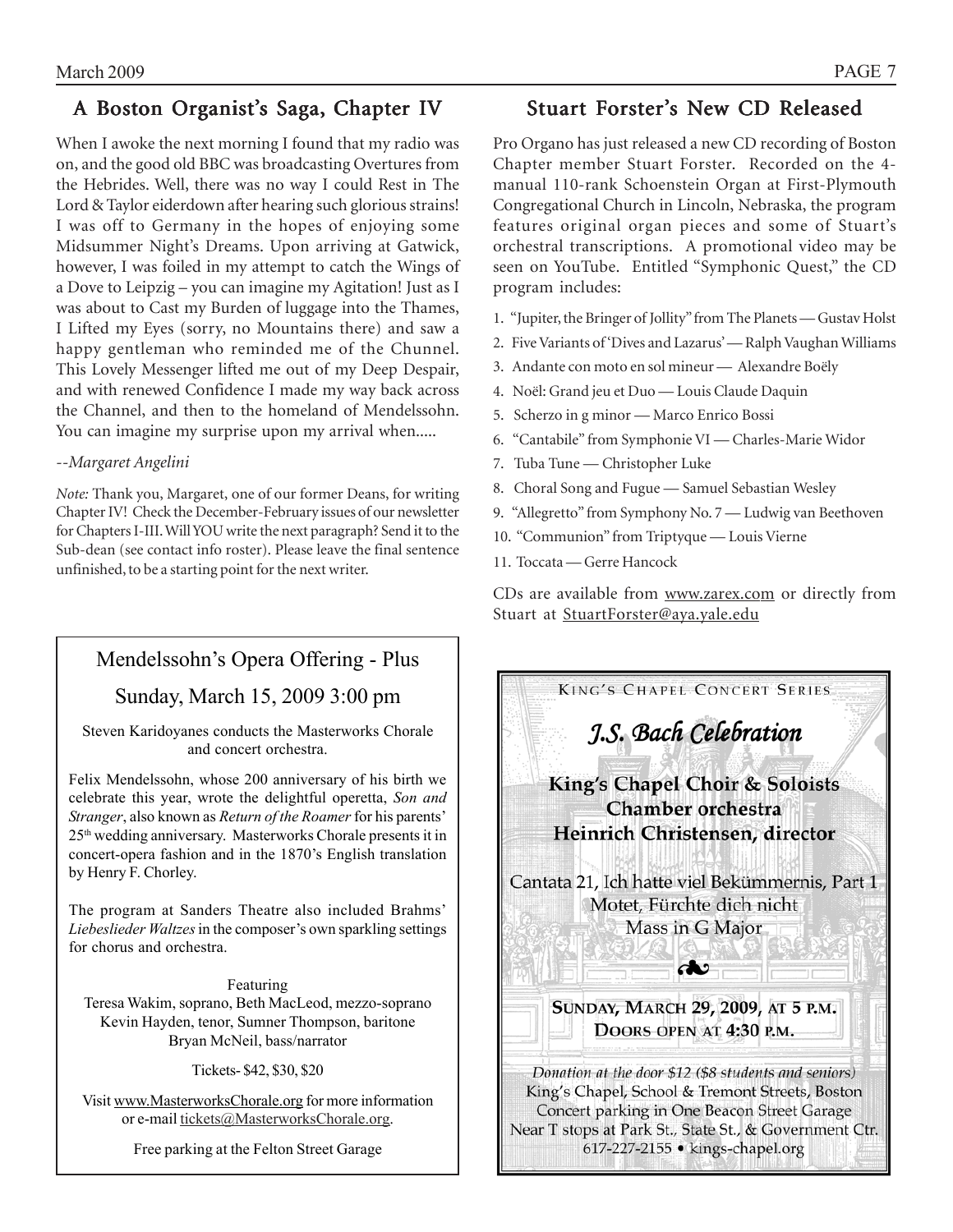## A Boston Organist's Saga, Chapter IV

When I awoke the next morning I found that my radio was on, and the good old BBC was broadcasting Overtures from the Hebrides. Well, there was no way I could Rest in The Lord & Taylor eiderdown after hearing such glorious strains! I was off to Germany in the hopes of enjoying some Midsummer Night's Dreams. Upon arriving at Gatwick, however, I was foiled in my attempt to catch the Wings of a Dove to Leipzig – you can imagine my Agitation! Just as I was about to Cast my Burden of luggage into the Thames, I Lifted my Eyes (sorry, no Mountains there) and saw a happy gentleman who reminded me of the Chunnel. This Lovely Messenger lifted me out of my Deep Despair, and with renewed Confidence I made my way back across the Channel, and then to the homeland of Mendelssohn. You can imagine my surprise upon my arrival when.....

*--Margaret Angelini*

*Note:* Thank you, Margaret, one of our former Deans, for writing Chapter IV! Check the December-February issues of our newsletter for Chapters I-III. Will YOU write the next paragraph? Send it to the Sub-dean (see contact info roster). Please leave the final sentence unfinished, to be a starting point for the next writer.

## Stuart Forster's New CD Released

Pro Organo has just released a new CD recording of Boston Chapter member Stuart Forster. Recorded on the 4-manual 110-rank Schoenstein Organ at First-Plymouth Congregational Church in Lincoln, Nebraska, the program features original organ pieces and some of Stuart's orchestral transcriptions. A promotional video may be seen on YouTube. Entitled "Symphonic Quest," the CD program includes:

1. "Jupiter, the Bringer of Jollity" from The Planets — Gustav Holst
2. Five Variants of 'Dives and Lazarus' — Ralph Vaughan Williams
3. Andante con moto en sol mineur — Alexandre Boëly
4. Noël: Grand jeu et Duo — Louis Claude Daquin
5. Scherzo in g minor — Marco Enrico Bossi
6. "Cantabile" from Symphonie VI — Charles-Marie Widor
7. Tuba Tune — Christopher Luke
8. Choral Song and Fugue — Samuel Sebastian Wesley
9. "Allegretto" from Symphony No. 7 — Ludwig van Beethoven
10. "Communion" from Triptyque — Louis Vierne
11. Toccata — Gerre Hancock

CDs are available from www.zarex.com or directly from Stuart at StuartForster@aya.yale.edu

---

### Mendelssohn's Opera Offering - Plus

### Sunday, March 15, 2009 3:00 pm

Steven Karidoyanes conducts the Masterworks Chorale and concert orchestra.

Felix Mendelssohn, whose 200 anniversary of his birth we celebrate this year, wrote the delightful operetta, *Son and Stranger*, also known as *Return of the Roamer* for his parents' 25th wedding anniversary. Masterworks Chorale presents it in concert-opera fashion and in the 1870's English translation by Henry F. Chorley.

The program at Sanders Theatre also included Brahms' *Liebeslieder Waltzes* in the composer's own sparkling settings for chorus and orchestra.

Featuring
Teresa Wakim, soprano, Beth MacLeod, mezzo-soprano
Kevin Hayden, tenor, Sumner Thompson, baritone
Bryan McNeil, bass/narrator

Tickets- $42, $30, $20

Visit www.MasterworksChorale.org for more information or e-mail tickets@MasterworksChorale.org.

Free parking at the Felton Street Garage

---

King's Chapel Concert Series

### *J.S. Bach Celebration*

**King's Chapel Choir & Soloists**
**Chamber orchestra**
**Heinrich Christensen, director**

Cantata 21, Ich hatte viel Bekümmernis, Part 1
Motet, Fürchte dich nicht
Mass in G Major

❧

**Sunday, March 29, 2009, at 5 p.m.**
**Doors open at 4:30 p.m.**

*Donation at the door $12 ($8 students and seniors)*
King's Chapel, School & Tremont Streets, Boston
Concert parking in One Beacon Street Garage
Near T stops at Park St., State St., & Government Ctr.
617-227-2155 • kings-chapel.org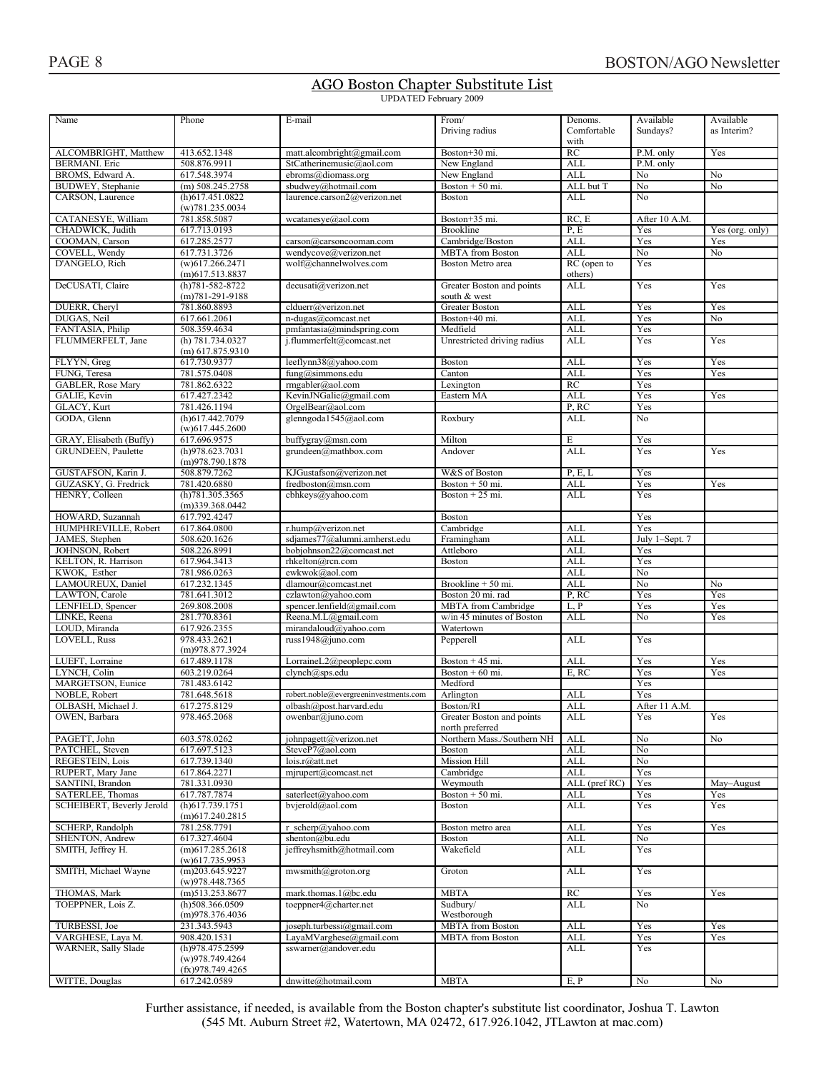## AGO Boston Chapter Substitute List

UPDATED February 2009

| Name | Phone | E-mail | From/ Driving radius | Denoms. Comfortable with | Available Sundays? | Available as Interim? |
|---|---|---|---|---|---|---|
| ALCOMBRIGHT, Matthew | 413.652.1348 | matt.alcombright@gmail.com | Boston+30 mi. | RC | P.M. only | Yes |
| BERMANI. Eric | 508.876.9911 | StCatherinemusic@aol.com | New England | ALL | P.M. only | |
| BROMS, Edward A. | 617.548.3974 | ebroms@diomass.org | New England | ALL | No | No |
| BUDWEY, Stephanie | (m) 508.245.2758 | sbudwey@hotmail.com | Boston + 50 mi. | ALL but T | No | No |
| CARSON, Laurence | (h)617.451.0822 (w)781.235.0034 | laurence.carson2@verizon.net | Boston | ALL | No | |
| CATANESYE, William | 781.858.5087 | wcatanesye@aol.com | Boston+35 mi. | RC, E | After 10 A.M. | |
| CHADWICK, Judith | 617.713.0193 | | Brookline | P, E | Yes | Yes (org. only) |
| COOMAN, Carson | 617.285.2577 | carson@carsoncooman.com | Cambridge/Boston | ALL | Yes | Yes |
| COVELL, Wendy | 617.731.3726 | wendycove@verizon.net | MBTA from Boston | ALL | No | No |
| D'ANGELO, Rich | (w)617.266.2471 (m)617.513.8837 | wolf@channelwolves.com | Boston Metro area | RC (open to others) | Yes | |
| DeCUSATI, Claire | (h)781-582-8722 (m)781-291-9188 | decusati@verizon.net | Greater Boston and points south & west | ALL | Yes | Yes |
| DUERR, Cheryl | 781.860.8893 | clduerr@verizon.net | Greater Boston | ALL | Yes | Yes |
| DUGAS, Neil | 617.661.2061 | n-dugas@comcast.net | Boston+40 mi. | ALL | Yes | No |
| FANTASIA, Philip | 508.359.4634 | pmfantasia@mindspring.com | Medfield | ALL | Yes | |
| FLUMMERFELT, Jane | (h) 781.734.0327 (m) 617.875.9310 | j.flummerfelt@comcast.net | Unrestricted driving radius | ALL | Yes | Yes |
| FLYYN, Greg | 617.730.9377 | leeflynn38@yahoo.com | Boston | ALL | Yes | Yes |
| FUNG, Teresa | 781.575.0408 | fung@simmons.edu | Canton | ALL | Yes | Yes |
| GABLER, Rose Mary | 781.862.6322 | rmgabler@aol.com | Lexington | RC | Yes | |
| GALIE, Kevin | 617.427.2342 | KevinJNGalie@gmail.com | Eastern MA | ALL | Yes | Yes |
| GLACY, Kurt | 781.426.1194 | OrgelBear@aol.com | | P, RC | Yes | |
| GODA, Glenn | (h)617.442.7079 (w)617.445.2600 | glenngoda1545@aol.com | Roxbury | ALL | No | |
| GRAY, Elisabeth (Buffy) | 617.696.9575 | buffygray@msn.com | Milton | E | Yes | |
| GRUNDEEN, Paulette | (h)978.623.7031 (m)978.790.1878 | grundeen@mathbox.com | Andover | ALL | Yes | Yes |
| GUSTAFSON, Karin J. | 508.879.7262 | KJGustafson@verizon.net | W&S of Boston | P, E, L | Yes | |
| GUZASKY, G. Fredrick | 781.420.6880 | fredboston@msn.com | Boston + 50 mi. | ALL | Yes | Yes |
| HENRY, Colleen | (h)781.305.3565 (m)339.368.0442 | cbhkeys@yahoo.com | Boston + 25 mi. | ALL | Yes | |
| HOWARD, Suzannah | 617.792.4247 | | Boston | | Yes | |
| HUMPHREVILLE, Robert | 617.864.0800 | r.hump@verizon.net | Cambridge | ALL | Yes | |
| JAMES, Stephen | 508.620.1626 | sdjames77@alumni.amherst.edu | Framingham | ALL | July 1–Sept. 7 | |
| JOHNSON, Robert | 508.226.8991 | bobjohnson22@comcast.net | Attleboro | ALL | Yes | |
| KELTON, R. Harrison | 617.964.3413 | rhkelton@rcn.com | Boston | ALL | Yes | |
| KWOK, Esther | 781.986.0263 | ewkwok@aol.com | | ALL | No | |
| LAMOUREUX, Daniel | 617.232.1345 | dlamour@comcast.net | Brookline + 50 mi. | ALL | No | No |
| LAWTON, Carole | 781.641.3012 | czlawton@yahoo.com | Boston 20 mi. rad | P, RC | Yes | Yes |
| LENFIELD, Spencer | 269.808.2008 | spencer.lenfield@gmail.com | MBTA from Cambridge | L, P | Yes | Yes |
| LINKE, Reena | 281.770.8361 | Reena.M.L@gmail.com | w/in 45 minutes of Boston | ALL | No | Yes |
| LOUD, Miranda | 617.926.2355 | mirandaloud@yahoo.com | Watertown | | | |
| LOVELL, Russ | 978.433.2621 (m)978.877.3924 | russ1948@juno.com | Pepperell | ALL | Yes | |
| LUEFT, Lorraine | 617.489.1178 | LorraineL2@peoplepc.com | Boston + 45 mi. | ALL | Yes | Yes |
| LYNCH, Colin | 603.219.0264 | clynch@sps.edu | Boston + 60 mi. | E, RC | Yes | Yes |
| MARGETSON, Eunice | 781.483.6142 | | Medford | | Yes | |
| NOBLE, Robert | 781.648.5618 | robert.noble@evergreeninvestments.com | Arlington | ALL | Yes | |
| OLBASH, Michael J. | 617.275.8129 | olbash@post.harvard.edu | Boston/RI | ALL | After 11 A.M. | |
| OWEN, Barbara | 978.465.2068 | owenbar@juno.com | Greater Boston and points north preferred | ALL | Yes | Yes |
| PAGETT, John | 603.578.0262 | johnpagett@verizon.net | Northern Mass./Southern NH | ALL | No | No |
| PATCHEL, Steven | 617.697.5123 | SteveP7@aol.com | Boston | ALL | No | |
| REGESTEIN, Lois | 617.739.1340 | lois.r@att.net | Mission Hill | ALL | No | |
| RUPERT, Mary Jane | 617.864.2271 | mjrupert@comcast.net | Cambridge | ALL | Yes | |
| SANTINI, Brandon | 781.331.0930 | | Weymouth | ALL (pref RC) | Yes | May–August |
| SATERLEE, Thomas | 617.787.7874 | saterleet@yahoo.com | Boston + 50 mi. | ALL | Yes | Yes |
| SCHEIBERT, Beverly Jerold | (h)617.739.1751 (m)617.240.2815 | bvjerold@aol.com | Boston | ALL | Yes | Yes |
| SCHERP, Randolph | 781.258.7791 | r_scherp@yahoo.com | Boston metro area | ALL | Yes | Yes |
| SHENTON, Andrew | 617.327.4604 | shenton@bu.edu | Boston | ALL | No | |
| SMITH, Jeffrey H. | (m)617.285.2618 (w)617.735.9953 | jeffreyhsmith@hotmail.com | Wakefield | ALL | Yes | |
| SMITH, Michael Wayne | (m)203.645.9227 (w)978.448.7365 | mwsmith@groton.org | Groton | ALL | Yes | |
| THOMAS, Mark | (m)513.253.8677 | mark.thomas.1@bc.edu | MBTA | RC | Yes | Yes |
| TOEPPNER, Lois Z. | (h)508.366.0509 (m)978.376.4036 | toeppner4@charter.net | Sudbury/ Westborough | ALL | No | |
| TURBESSI, Joe | 231.343.5943 | joseph.turbessi@gmail.com | MBTA from Boston | ALL | Yes | Yes |
| VARGHESE, Laya M. | 908.420.1531 | LayaMVarghese@gmail.com | MBTA from Boston | ALL | Yes | Yes |
| WARNER, Sally Slade | (h)978.475.2599 (w)978.749.4264 (fx)978.749.4265 | sswarner@andover.edu | | ALL | Yes | |
| WITTE, Douglas | 617.242.0589 | dnwitte@hotmail.com | MBTA | E, P | No | No |

Further assistance, if needed, is available from the Boston chapter's substitute list coordinator, Joshua T. Lawton (545 Mt. Auburn Street #2, Watertown, MA 02472, 617.926.1042, JTLawton at mac.com)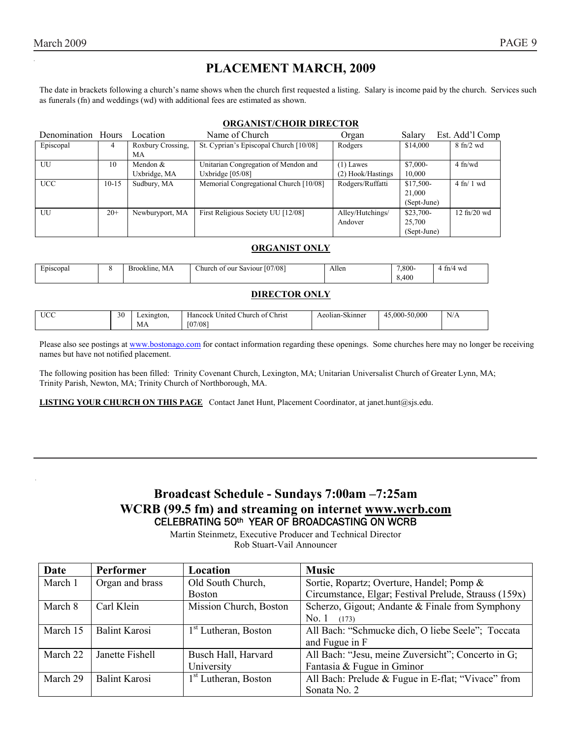# PLACEMENT MARCH, 2009

The date in brackets following a church's name shows when the church first requested a listing. Salary is income paid by the church. Services such as funerals (fn) and weddings (wd) with additional fees are estimated as shown.

## ORGANIST/CHOIR DIRECTOR

| Denomination | Hours | Location | Name of Church | Organ | Salary | Est. Add'l Comp |
|---|---|---|---|---|---|---|
| Episcopal | 4 | Roxbury Crossing, MA | St. Cyprian's Episcopal Church [10/08] | Rodgers | $14,000 | 8 fn/2 wd |
| UU | 10 | Mendon & Uxbridge, MA | Unitarian Congregation of Mendon and Uxbridge [05/08] | (1) Lawes (2) Hook/Hastings | $7,000-10,000 | 4 fn/wd |
| UCC | 10-15 | Sudbury, MA | Memorial Congregational Church [10/08] | Rodgers/Ruffatti | $17,500-21,000 (Sept-June) | 4 fn/ 1 wd |
| UU | 20+ | Newburyport, MA | First Religious Society UU [12/08] | Alley/Hutchings/ Andover | $23,700-25,700 (Sept-June) | 12 fn/20 wd |

## ORGANIST ONLY

| Denomination | Hours | Location | Name of Church | Organ | Salary | Est. Add'l Comp |
|---|---|---|---|---|---|---|
| Episcopal | 8 | Brookline, MA | Church of our Saviour [07/08] | Allen | 7,800-8,400 | 4 fn/4 wd |

## DIRECTOR ONLY

| Denomination | Hours | Location | Name of Church | Organ | Salary | Est. Add'l Comp |
|---|---|---|---|---|---|---|
| UCC | 30 | Lexington, MA | Hancock United Church of Christ [07/08] | Aeolian-Skinner | 45,000-50,000 | N/A |

Please also see postings at www.bostonago.com for contact information regarding these openings. Some churches here may no longer be receiving names but have not notified placement.

The following position has been filled: Trinity Covenant Church, Lexington, MA; Unitarian Universalist Church of Greater Lynn, MA; Trinity Parish, Newton, MA; Trinity Church of Northborough, MA.

**LISTING YOUR CHURCH ON THIS PAGE** Contact Janet Hunt, Placement Coordinator, at janet.hunt@sjs.edu.

# Broadcast Schedule - Sundays 7:00am –7:25am
# WCRB (99.5 fm) and streaming on internet www.wcrb.com

CELEBRATING 50th YEAR OF BROADCASTING ON WCRB

Martin Steinmetz, Executive Producer and Technical Director
Rob Stuart-Vail Announcer

| Date | Performer | Location | Music |
|---|---|---|---|
| March 1 | Organ and brass | Old South Church, Boston | Sortie, Ropartz; Overture, Handel; Pomp & Circumstance, Elgar; Festival Prelude, Strauss (159x) |
| March 8 | Carl Klein | Mission Church, Boston | Scherzo, Gigout; Andante & Finale from Symphony No. 1 (173) |
| March 15 | Balint Karosi | 1st Lutheran, Boston | All Bach: "Schmucke dich, O liebe Seele"; Toccata and Fugue in F |
| March 22 | Janette Fishell | Busch Hall, Harvard University | All Bach: "Jesu, meine Zuversicht"; Concerto in G; Fantasia & Fugue in Gminor |
| March 29 | Balint Karosi | 1st Lutheran, Boston | All Bach: Prelude & Fugue in E-flat; "Vivace" from Sonata No. 2 |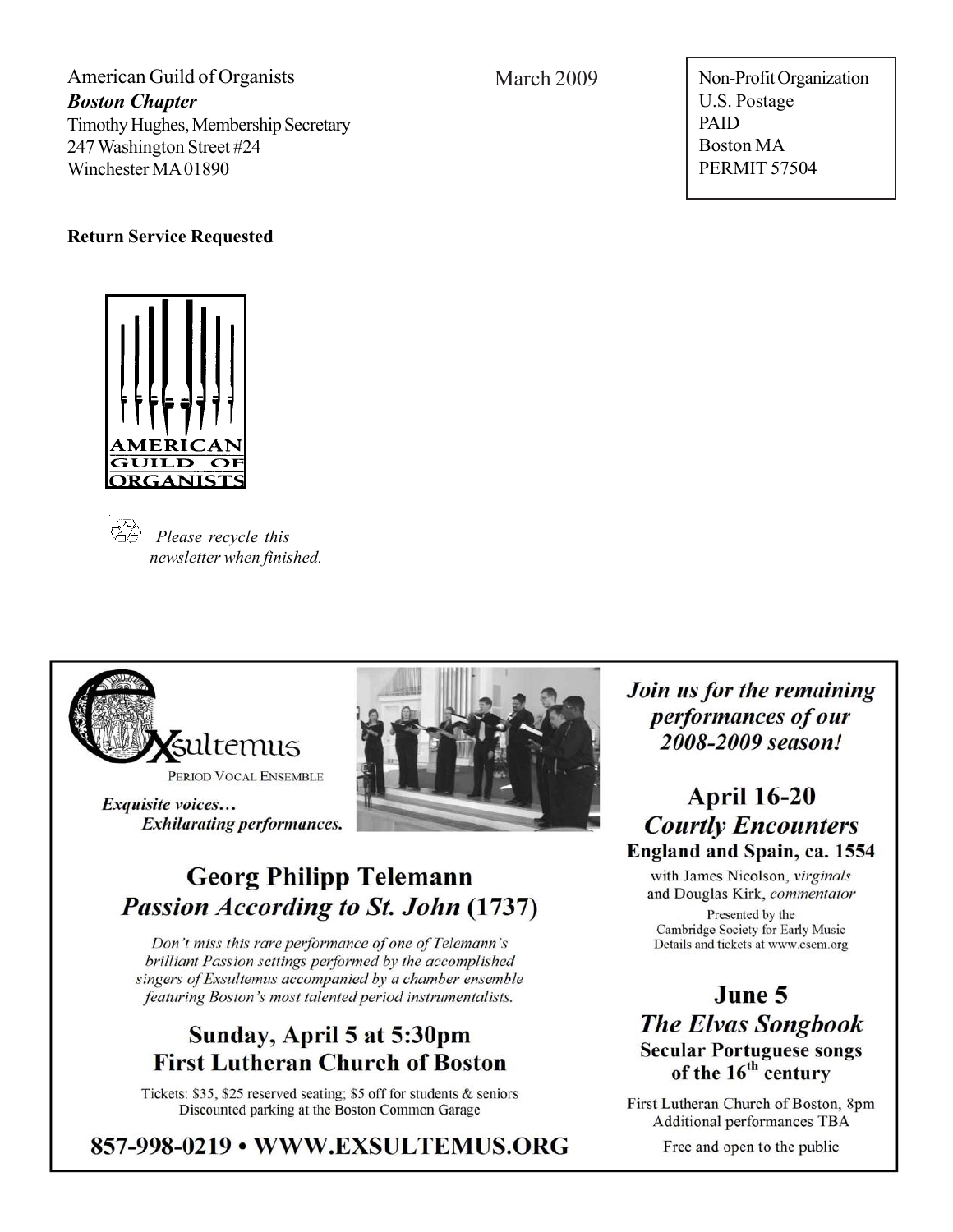American Guild of Organists
***Boston Chapter***
Timothy Hughes, Membership Secretary
247 Washington Street #24
Winchester MA 01890

March 2009

Non-Profit Organization
U.S. Postage
PAID
Boston MA
PERMIT 57504

**Return Service Requested**

AMERICAN GUILD OF ORGANISTS

*Please recycle this newsletter when finished.*

Exsultemus
PERIOD VOCAL ENSEMBLE

***Exquisite voices… Exhilarating performances.***

## Georg Philipp Telemann
## *Passion According to St. John* (1737)

*Don't miss this rare performance of one of Telemann's brilliant Passion settings performed by the accomplished singers of Exsultemus accompanied by a chamber ensemble featuring Boston's most talented period instrumentalists.*

### Sunday, April 5 at 5:30pm
### First Lutheran Church of Boston

Tickets: $35, $25 reserved seating; $5 off for students & seniors
Discounted parking at the Boston Common Garage

**857-998-0219 • WWW.EXSULTEMUS.ORG**

***Join us for the remaining performances of our 2008-2009 season!***

### April 16-20
### *Courtly Encounters*
**England and Spain, ca. 1554**

with James Nicolson, *virginals*
and Douglas Kirk, *commentator*

Presented by the
Cambridge Society for Early Music
Details and tickets at www.csem.org

### June 5
### *The Elvas Songbook*
**Secular Portuguese songs of the 16th century**

First Lutheran Church of Boston, 8pm
Additional performances TBA

Free and open to the public